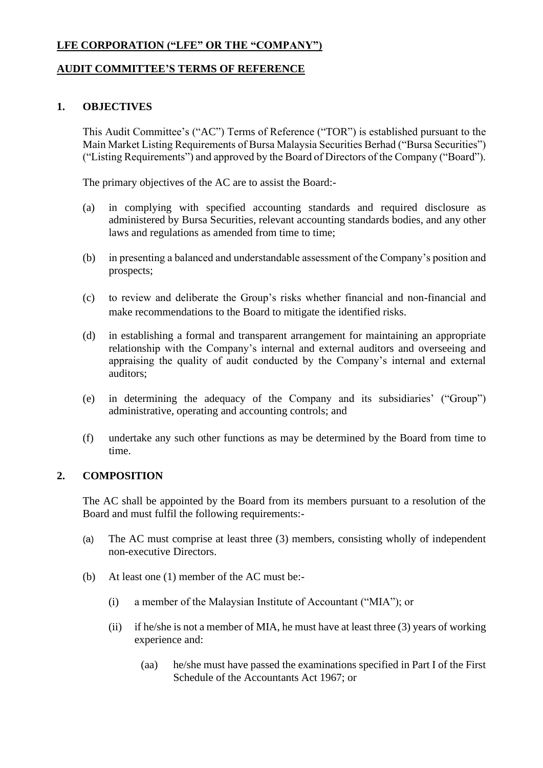**LFE CORPORATION ("LFE" OR THE "COMPANY")**

**AUDIT COMMITTEE'S TERMS OF REFERENCE**

## 1. OBJECTIVES

This Audit Committee's ("AC") Terms of Reference ("TOR") is established pursuant to the Main Market Listing Requirements of Bursa Malaysia Securities Berhad ("Bursa Securities") ("Listing Requirements") and approved by the Board of Directors of the Company ("Board").

The primary objectives of the AC are to assist the Board:-

(a) in complying with specified accounting standards and required disclosure as administered by Bursa Securities, relevant accounting standards bodies, and any other laws and regulations as amended from time to time;

(b) in presenting a balanced and understandable assessment of the Company's position and prospects;

(c) to review and deliberate the Group's risks whether financial and non-financial and make recommendations to the Board to mitigate the identified risks.

(d) in establishing a formal and transparent arrangement for maintaining an appropriate relationship with the Company's internal and external auditors and overseeing and appraising the quality of audit conducted by the Company's internal and external auditors;

(e) in determining the adequacy of the Company and its subsidiaries' ("Group") administrative, operating and accounting controls; and

(f) undertake any such other functions as may be determined by the Board from time to time.

## 2. COMPOSITION

The AC shall be appointed by the Board from its members pursuant to a resolution of the Board and must fulfil the following requirements:-

(a) The AC must comprise at least three (3) members, consisting wholly of independent non-executive Directors.

(b) At least one (1) member of the AC must be:-

(i) a member of the Malaysian Institute of Accountant ("MIA"); or

(ii) if he/she is not a member of MIA, he must have at least three (3) years of working experience and:

(aa) he/she must have passed the examinations specified in Part I of the First Schedule of the Accountants Act 1967; or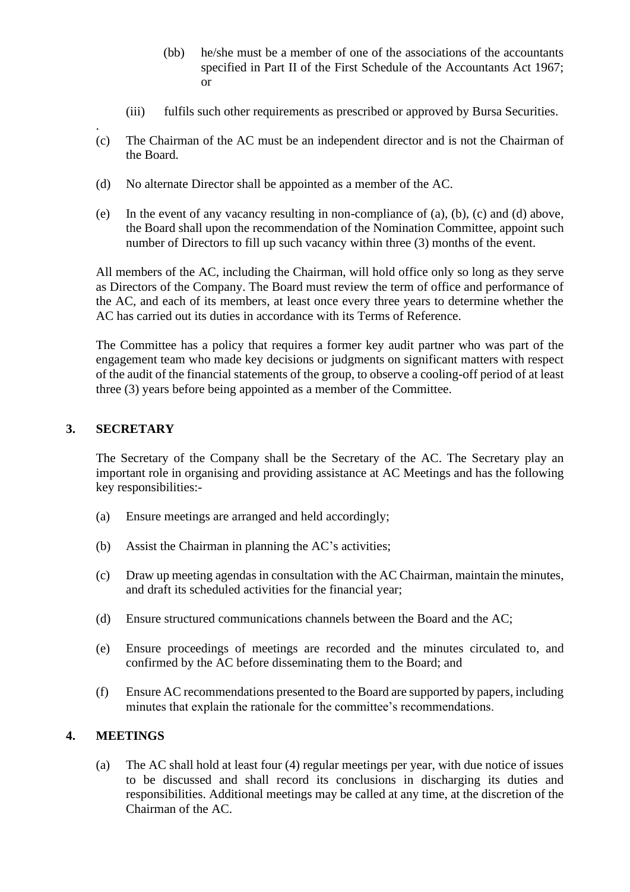(bb) he/she must be a member of one of the associations of the accountants specified in Part II of the First Schedule of the Accountants Act 1967; or

(iii) fulfils such other requirements as prescribed or approved by Bursa Securities.

.

(c) The Chairman of the AC must be an independent director and is not the Chairman of the Board.

(d) No alternate Director shall be appointed as a member of the AC.

(e) In the event of any vacancy resulting in non-compliance of (a), (b), (c) and (d) above, the Board shall upon the recommendation of the Nomination Committee, appoint such number of Directors to fill up such vacancy within three (3) months of the event.

All members of the AC, including the Chairman, will hold office only so long as they serve as Directors of the Company. The Board must review the term of office and performance of the AC, and each of its members, at least once every three years to determine whether the AC has carried out its duties in accordance with its Terms of Reference.

The Committee has a policy that requires a former key audit partner who was part of the engagement team who made key decisions or judgments on significant matters with respect of the audit of the financial statements of the group, to observe a cooling-off period of at least three (3) years before being appointed as a member of the Committee.

## 3. SECRETARY

The Secretary of the Company shall be the Secretary of the AC. The Secretary play an important role in organising and providing assistance at AC Meetings and has the following key responsibilities:-

(a) Ensure meetings are arranged and held accordingly;

(b) Assist the Chairman in planning the AC's activities;

(c) Draw up meeting agendas in consultation with the AC Chairman, maintain the minutes, and draft its scheduled activities for the financial year;

(d) Ensure structured communications channels between the Board and the AC;

(e) Ensure proceedings of meetings are recorded and the minutes circulated to, and confirmed by the AC before disseminating them to the Board; and

(f) Ensure AC recommendations presented to the Board are supported by papers, including minutes that explain the rationale for the committee's recommendations.

## 4. MEETINGS

(a) The AC shall hold at least four (4) regular meetings per year, with due notice of issues to be discussed and shall record its conclusions in discharging its duties and responsibilities. Additional meetings may be called at any time, at the discretion of the Chairman of the AC.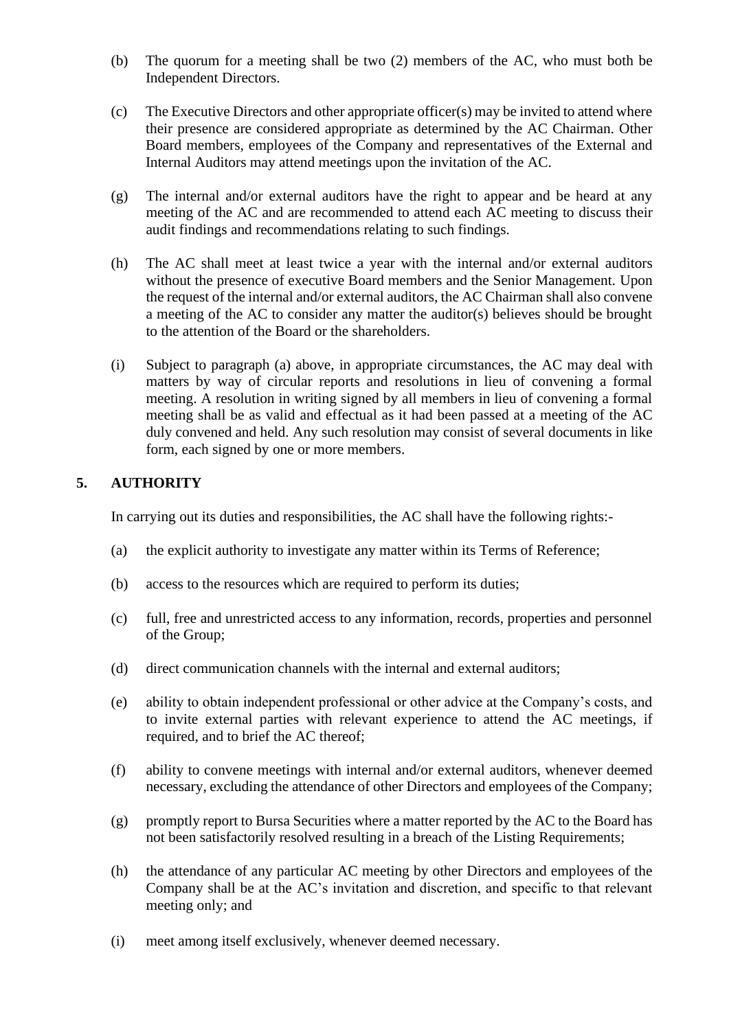(b) The quorum for a meeting shall be two (2) members of the AC, who must both be Independent Directors.

(c) The Executive Directors and other appropriate officer(s) may be invited to attend where their presence are considered appropriate as determined by the AC Chairman. Other Board members, employees of the Company and representatives of the External and Internal Auditors may attend meetings upon the invitation of the AC.

(g) The internal and/or external auditors have the right to appear and be heard at any meeting of the AC and are recommended to attend each AC meeting to discuss their audit findings and recommendations relating to such findings.

(h) The AC shall meet at least twice a year with the internal and/or external auditors without the presence of executive Board members and the Senior Management. Upon the request of the internal and/or external auditors, the AC Chairman shall also convene a meeting of the AC to consider any matter the auditor(s) believes should be brought to the attention of the Board or the shareholders.

(i) Subject to paragraph (a) above, in appropriate circumstances, the AC may deal with matters by way of circular reports and resolutions in lieu of convening a formal meeting. A resolution in writing signed by all members in lieu of convening a formal meeting shall be as valid and effectual as it had been passed at a meeting of the AC duly convened and held. Any such resolution may consist of several documents in like form, each signed by one or more members.

## 5. AUTHORITY

In carrying out its duties and responsibilities, the AC shall have the following rights:-

(a) the explicit authority to investigate any matter within its Terms of Reference;

(b) access to the resources which are required to perform its duties;

(c) full, free and unrestricted access to any information, records, properties and personnel of the Group;

(d) direct communication channels with the internal and external auditors;

(e) ability to obtain independent professional or other advice at the Company's costs, and to invite external parties with relevant experience to attend the AC meetings, if required, and to brief the AC thereof;

(f) ability to convene meetings with internal and/or external auditors, whenever deemed necessary, excluding the attendance of other Directors and employees of the Company;

(g) promptly report to Bursa Securities where a matter reported by the AC to the Board has not been satisfactorily resolved resulting in a breach of the Listing Requirements;

(h) the attendance of any particular AC meeting by other Directors and employees of the Company shall be at the AC's invitation and discretion, and specific to that relevant meeting only; and

(i) meet among itself exclusively, whenever deemed necessary.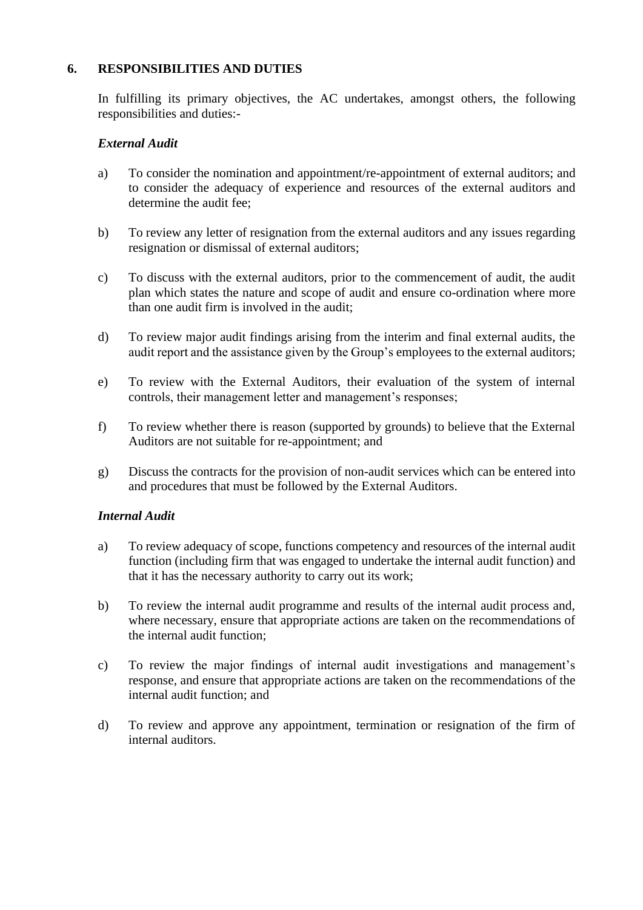## 6. RESPONSIBILITIES AND DUTIES

In fulfilling its primary objectives, the AC undertakes, amongst others, the following responsibilities and duties:-

***External Audit***

a) To consider the nomination and appointment/re-appointment of external auditors; and to consider the adequacy of experience and resources of the external auditors and determine the audit fee;

b) To review any letter of resignation from the external auditors and any issues regarding resignation or dismissal of external auditors;

c) To discuss with the external auditors, prior to the commencement of audit, the audit plan which states the nature and scope of audit and ensure co-ordination where more than one audit firm is involved in the audit;

d) To review major audit findings arising from the interim and final external audits, the audit report and the assistance given by the Group's employees to the external auditors;

e) To review with the External Auditors, their evaluation of the system of internal controls, their management letter and management's responses;

f) To review whether there is reason (supported by grounds) to believe that the External Auditors are not suitable for re-appointment; and

g) Discuss the contracts for the provision of non-audit services which can be entered into and procedures that must be followed by the External Auditors.

***Internal Audit***

a) To review adequacy of scope, functions competency and resources of the internal audit function (including firm that was engaged to undertake the internal audit function) and that it has the necessary authority to carry out its work;

b) To review the internal audit programme and results of the internal audit process and, where necessary, ensure that appropriate actions are taken on the recommendations of the internal audit function;

c) To review the major findings of internal audit investigations and management's response, and ensure that appropriate actions are taken on the recommendations of the internal audit function; and

d) To review and approve any appointment, termination or resignation of the firm of internal auditors.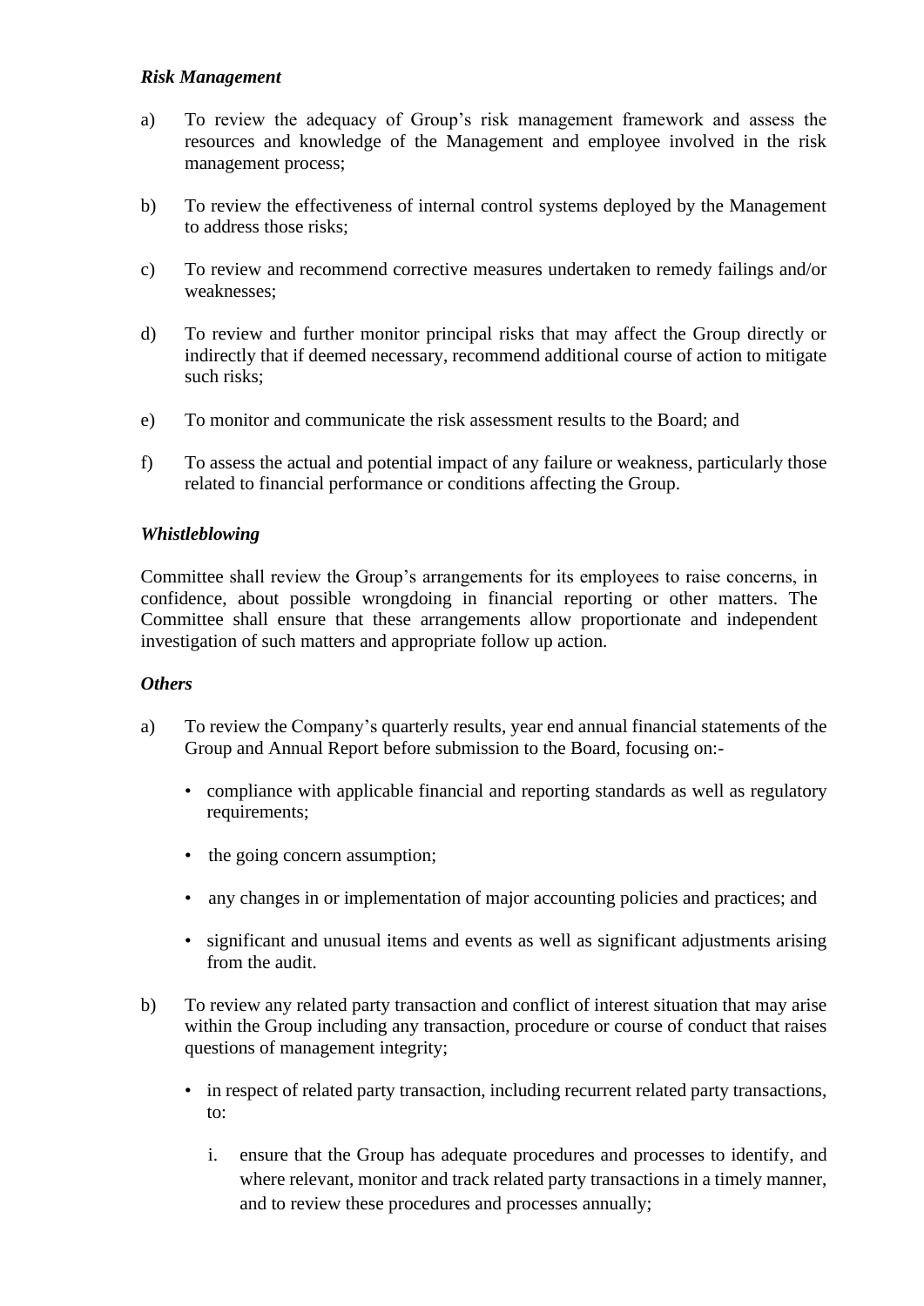***Risk Management***

a) To review the adequacy of Group's risk management framework and assess the resources and knowledge of the Management and employee involved in the risk management process;

b) To review the effectiveness of internal control systems deployed by the Management to address those risks;

c) To review and recommend corrective measures undertaken to remedy failings and/or weaknesses;

d) To review and further monitor principal risks that may affect the Group directly or indirectly that if deemed necessary, recommend additional course of action to mitigate such risks;

e) To monitor and communicate the risk assessment results to the Board; and

f) To assess the actual and potential impact of any failure or weakness, particularly those related to financial performance or conditions affecting the Group.

***Whistleblowing***

Committee shall review the Group's arrangements for its employees to raise concerns, in confidence, about possible wrongdoing in financial reporting or other matters. The Committee shall ensure that these arrangements allow proportionate and independent investigation of such matters and appropriate follow up action.

***Others***

a) To review the Company's quarterly results, year end annual financial statements of the Group and Annual Report before submission to the Board, focusing on:-

   - compliance with applicable financial and reporting standards as well as regulatory requirements;
   - the going concern assumption;
   - any changes in or implementation of major accounting policies and practices; and
   - significant and unusual items and events as well as significant adjustments arising from the audit.

b) To review any related party transaction and conflict of interest situation that may arise within the Group including any transaction, procedure or course of conduct that raises questions of management integrity;

   - in respect of related party transaction, including recurrent related party transactions, to:

      i. ensure that the Group has adequate procedures and processes to identify, and where relevant, monitor and track related party transactions in a timely manner, and to review these procedures and processes annually;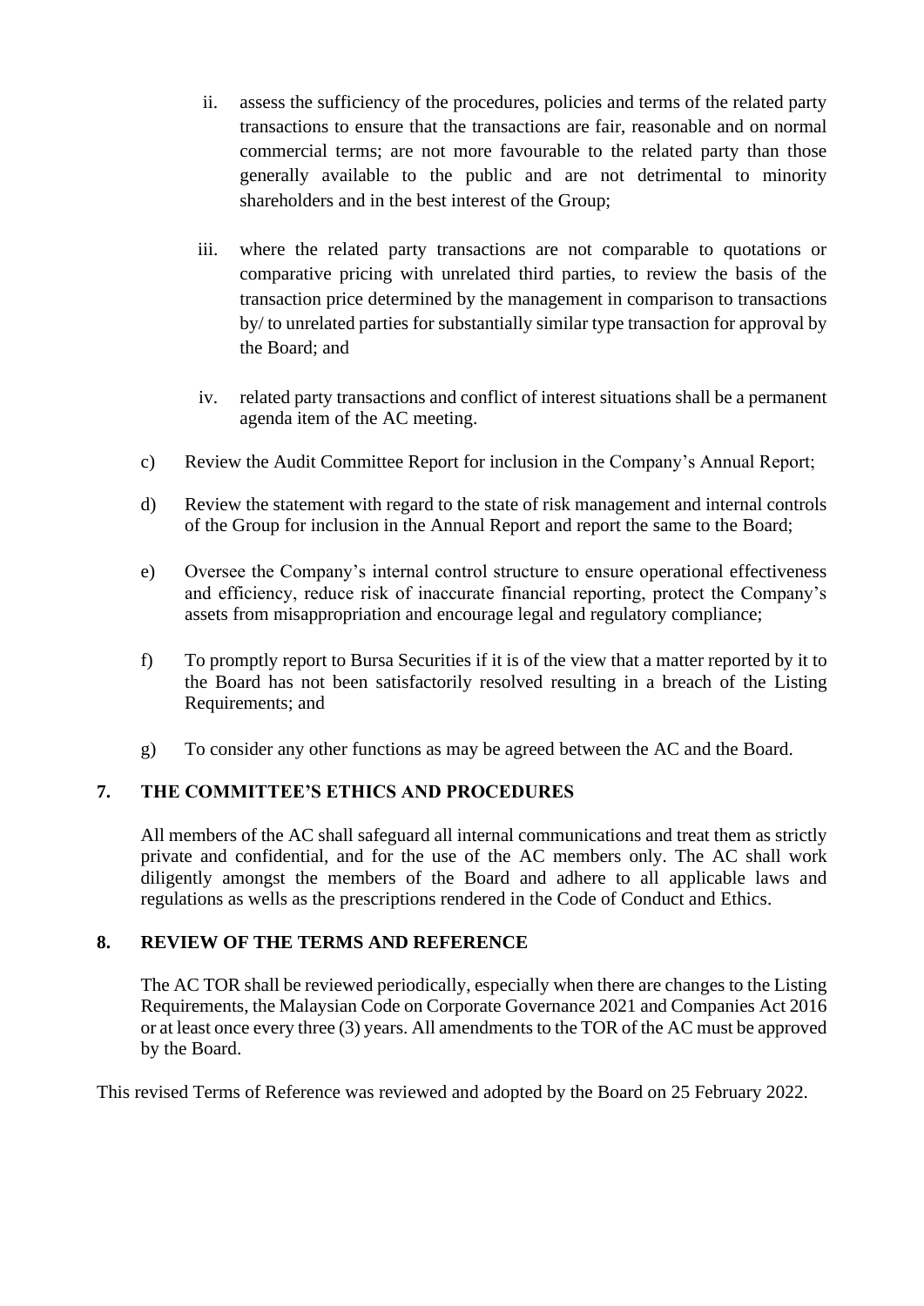ii. assess the sufficiency of the procedures, policies and terms of the related party transactions to ensure that the transactions are fair, reasonable and on normal commercial terms; are not more favourable to the related party than those generally available to the public and are not detrimental to minority shareholders and in the best interest of the Group;

iii. where the related party transactions are not comparable to quotations or comparative pricing with unrelated third parties, to review the basis of the transaction price determined by the management in comparison to transactions by/ to unrelated parties for substantially similar type transaction for approval by the Board; and

iv. related party transactions and conflict of interest situations shall be a permanent agenda item of the AC meeting.

c) Review the Audit Committee Report for inclusion in the Company's Annual Report;

d) Review the statement with regard to the state of risk management and internal controls of the Group for inclusion in the Annual Report and report the same to the Board;

e) Oversee the Company's internal control structure to ensure operational effectiveness and efficiency, reduce risk of inaccurate financial reporting, protect the Company's assets from misappropriation and encourage legal and regulatory compliance;

f) To promptly report to Bursa Securities if it is of the view that a matter reported by it to the Board has not been satisfactorily resolved resulting in a breach of the Listing Requirements; and

g) To consider any other functions as may be agreed between the AC and the Board.

## 7. THE COMMITTEE'S ETHICS AND PROCEDURES

All members of the AC shall safeguard all internal communications and treat them as strictly private and confidential, and for the use of the AC members only. The AC shall work diligently amongst the members of the Board and adhere to all applicable laws and regulations as wells as the prescriptions rendered in the Code of Conduct and Ethics.

## 8. REVIEW OF THE TERMS AND REFERENCE

The AC TOR shall be reviewed periodically, especially when there are changes to the Listing Requirements, the Malaysian Code on Corporate Governance 2021 and Companies Act 2016 or at least once every three (3) years. All amendments to the TOR of the AC must be approved by the Board.

This revised Terms of Reference was reviewed and adopted by the Board on 25 February 2022.